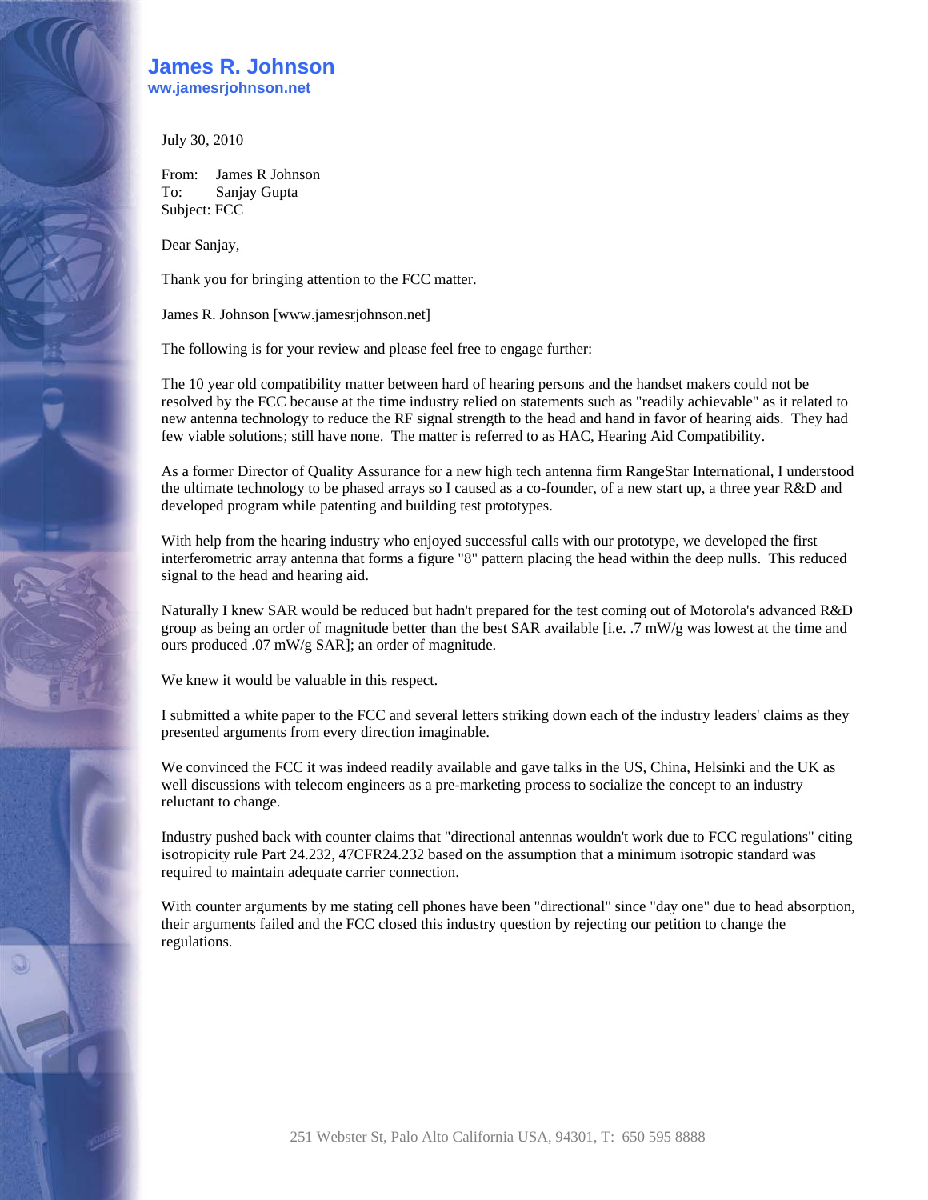# James R. Johnson

**ww.jamesrjohnson.net**

July 30, 2010

From: James R Johnson
To: Sanjay Gupta
Subject: FCC

Dear Sanjay,

Thank you for bringing attention to the FCC matter.

James R. Johnson [www.jamesrjohnson.net]

The following is for your review and please feel free to engage further:

The 10 year old compatibility matter between hard of hearing persons and the handset makers could not be resolved by the FCC because at the time industry relied on statements such as "readily achievable" as it related to new antenna technology to reduce the RF signal strength to the head and hand in favor of hearing aids. They had few viable solutions; still have none. The matter is referred to as HAC, Hearing Aid Compatibility.

As a former Director of Quality Assurance for a new high tech antenna firm RangeStar International, I understood the ultimate technology to be phased arrays so I caused as a co-founder, of a new start up, a three year R&D and developed program while patenting and building test prototypes.

With help from the hearing industry who enjoyed successful calls with our prototype, we developed the first interferometric array antenna that forms a figure "8" pattern placing the head within the deep nulls. This reduced signal to the head and hearing aid.

Naturally I knew SAR would be reduced but hadn't prepared for the test coming out of Motorola's advanced R&D group as being an order of magnitude better than the best SAR available [i.e. .7 mW/g was lowest at the time and ours produced .07 mW/g SAR]; an order of magnitude.

We knew it would be valuable in this respect.

I submitted a white paper to the FCC and several letters striking down each of the industry leaders' claims as they presented arguments from every direction imaginable.

We convinced the FCC it was indeed readily available and gave talks in the US, China, Helsinki and the UK as well discussions with telecom engineers as a pre-marketing process to socialize the concept to an industry reluctant to change.

Industry pushed back with counter claims that "directional antennas wouldn't work due to FCC regulations" citing isotropicity rule Part 24.232, 47CFR24.232 based on the assumption that a minimum isotropic standard was required to maintain adequate carrier connection.

With counter arguments by me stating cell phones have been "directional" since "day one" due to head absorption, their arguments failed and the FCC closed this industry question by rejecting our petition to change the regulations.

251 Webster St, Palo Alto California USA, 94301, T: 650 595 8888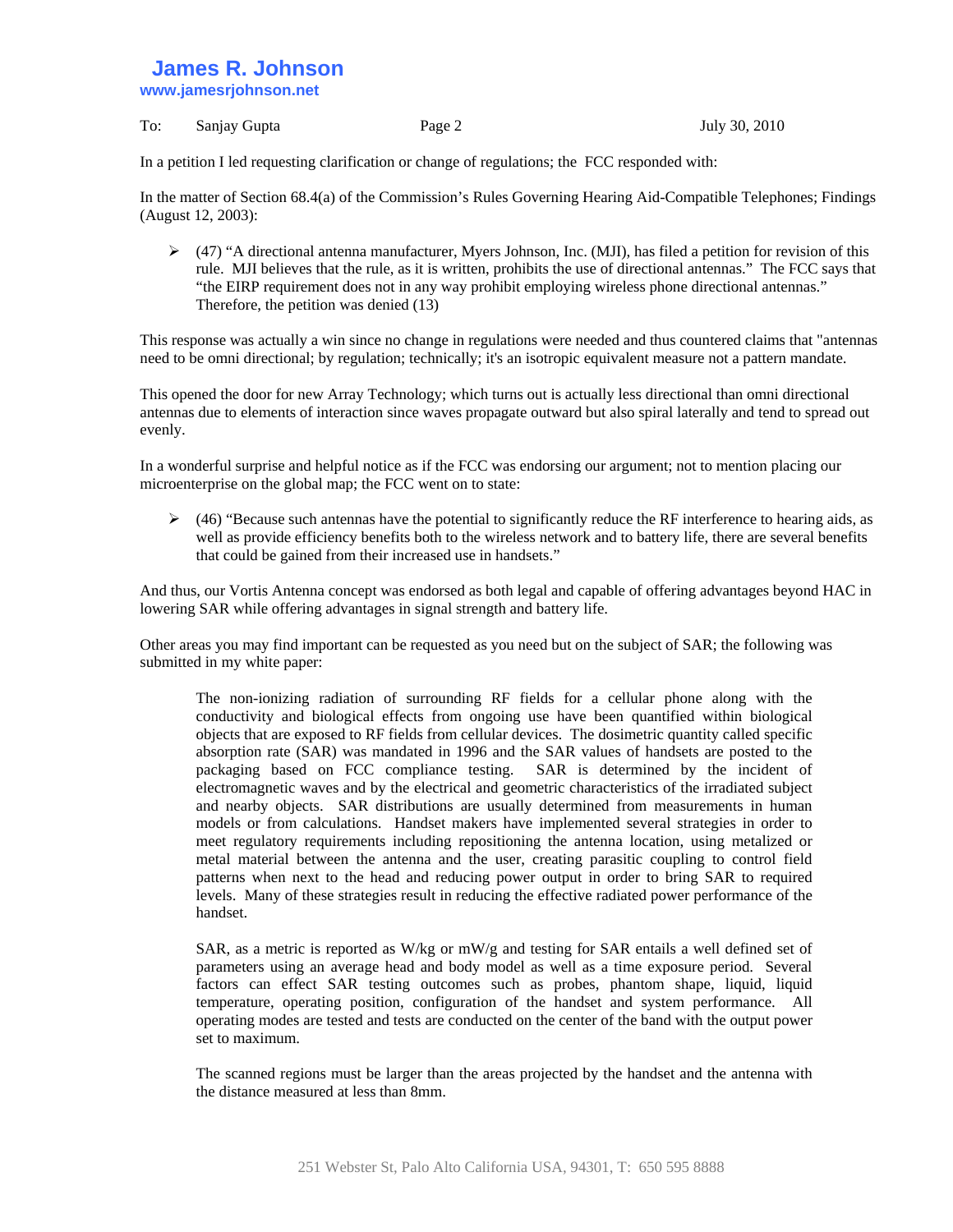In a petition I led requesting clarification or change of regulations; the FCC responded with:

In the matter of Section 68.4(a) of the Commission's Rules Governing Hearing Aid-Compatible Telephones; Findings (August 12, 2003):

- (47) "A directional antenna manufacturer, Myers Johnson, Inc. (MJI), has filed a petition for revision of this rule. MJI believes that the rule, as it is written, prohibits the use of directional antennas." The FCC says that "the EIRP requirement does not in any way prohibit employing wireless phone directional antennas." Therefore, the petition was denied (13)

This response was actually a win since no change in regulations were needed and thus countered claims that "antennas need to be omni directional; by regulation; technically; it's an isotropic equivalent measure not a pattern mandate.

This opened the door for new Array Technology; which turns out is actually less directional than omni directional antennas due to elements of interaction since waves propagate outward but also spiral laterally and tend to spread out evenly.

In a wonderful surprise and helpful notice as if the FCC was endorsing our argument; not to mention placing our microenterprise on the global map; the FCC went on to state:

- (46) "Because such antennas have the potential to significantly reduce the RF interference to hearing aids, as well as provide efficiency benefits both to the wireless network and to battery life, there are several benefits that could be gained from their increased use in handsets."

And thus, our Vortis Antenna concept was endorsed as both legal and capable of offering advantages beyond HAC in lowering SAR while offering advantages in signal strength and battery life.

Other areas you may find important can be requested as you need but on the subject of SAR; the following was submitted in my white paper:

> The non-ionizing radiation of surrounding RF fields for a cellular phone along with the conductivity and biological effects from ongoing use have been quantified within biological objects that are exposed to RF fields from cellular devices. The dosimetric quantity called specific absorption rate (SAR) was mandated in 1996 and the SAR values of handsets are posted to the packaging based on FCC compliance testing. SAR is determined by the incident of electromagnetic waves and by the electrical and geometric characteristics of the irradiated subject and nearby objects. SAR distributions are usually determined from measurements in human models or from calculations. Handset makers have implemented several strategies in order to meet regulatory requirements including repositioning the antenna location, using metalized or metal material between the antenna and the user, creating parasitic coupling to control field patterns when next to the head and reducing power output in order to bring SAR to required levels. Many of these strategies result in reducing the effective radiated power performance of the handset.
>
> SAR, as a metric is reported as W/kg or mW/g and testing for SAR entails a well defined set of parameters using an average head and body model as well as a time exposure period. Several factors can effect SAR testing outcomes such as probes, phantom shape, liquid, liquid temperature, operating position, configuration of the handset and system performance. All operating modes are tested and tests are conducted on the center of the band with the output power set to maximum.
>
> The scanned regions must be larger than the areas projected by the handset and the antenna with the distance measured at less than 8mm.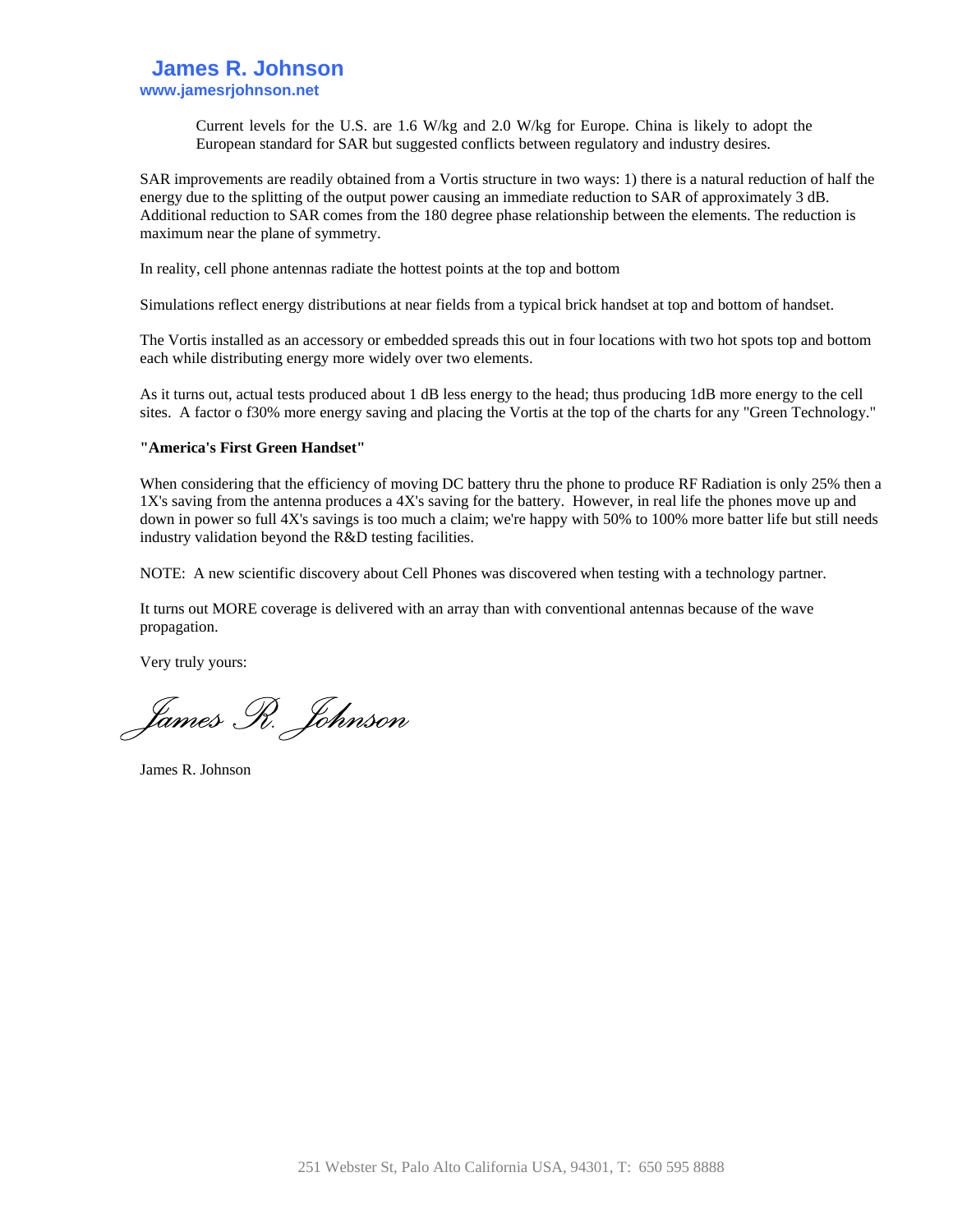Current levels for the U.S. are 1.6 W/kg and 2.0 W/kg for Europe. China is likely to adopt the European standard for SAR but suggested conflicts between regulatory and industry desires.

SAR improvements are readily obtained from a Vortis structure in two ways: 1) there is a natural reduction of half the energy due to the splitting of the output power causing an immediate reduction to SAR of approximately 3 dB. Additional reduction to SAR comes from the 180 degree phase relationship between the elements. The reduction is maximum near the plane of symmetry.

In reality, cell phone antennas radiate the hottest points at the top and bottom

Simulations reflect energy distributions at near fields from a typical brick handset at top and bottom of handset.

The Vortis installed as an accessory or embedded spreads this out in four locations with two hot spots top and bottom each while distributing energy more widely over two elements.

As it turns out, actual tests produced about 1 dB less energy to the head; thus producing 1dB more energy to the cell sites. A factor o f30% more energy saving and placing the Vortis at the top of the charts for any "Green Technology."

**"America's First Green Handset"**

When considering that the efficiency of moving DC battery thru the phone to produce RF Radiation is only 25% then a 1X's saving from the antenna produces a 4X's saving for the battery. However, in real life the phones move up and down in power so full 4X's savings is too much a claim; we're happy with 50% to 100% more batter life but still needs industry validation beyond the R&D testing facilities.

NOTE: A new scientific discovery about Cell Phones was discovered when testing with a technology partner.

It turns out MORE coverage is delivered with an array than with conventional antennas because of the wave propagation.

Very truly yours:

*James R. Johnson*

James R. Johnson